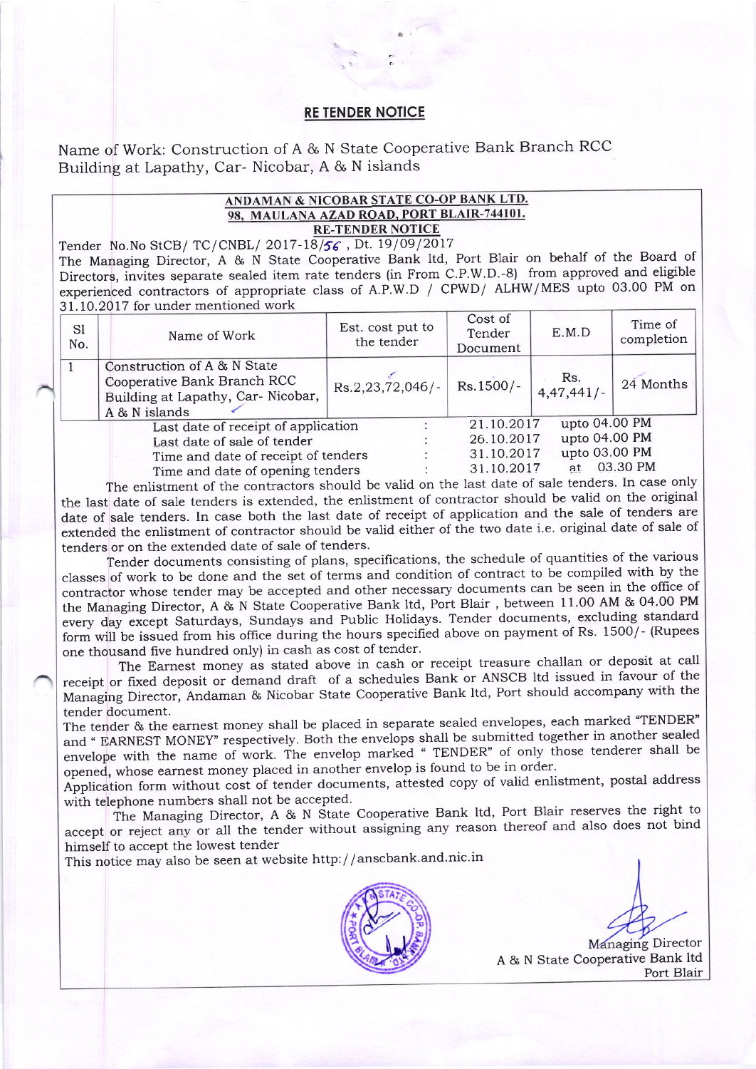# RE TENDER NOTICE

Name of Work: Construction of A & N State Cooperative Bank Branch RCC Building at Lapathy, Car- Nicobar, A & N islands

**ANDAMAN & NICOBAR STATE CO-OP BANK LTD.**
**98, MAULANA AZAD ROAD, PORT BLAIR-744101.**
**RE-TENDER NOTICE**

Tender No.No StCB/ TC/CNBL/ 2017-18/56 , Dt. 19/09/2017

The Managing Director, A & N State Cooperative Bank ltd, Port Blair on behalf of the Board of Directors, invites separate sealed item rate tenders (in From C.P.W.D.-8) from approved and eligible experienced contractors of appropriate class of A.P.W.D / CPWD/ ALHW/MES upto 03.00 PM on 31.10.2017 for under mentioned work

| Sl No. | Name of Work | Est. cost put to the tender | Cost of Tender Document | E.M.D | Time of completion |
|---|---|---|---|---|---|
| 1 | Construction of A & N State Cooperative Bank Branch RCC Building at Lapathy, Car- Nicobar, A & N islands | Rs.2,23,72,046/- | Rs.1500/- | Rs. 4,47,441/- | 24 Months |

| | | | |
|---|---|---|---|
| Last date of receipt of application | : | 21.10.2017 | upto 04.00 PM |
| Last date of sale of tender | : | 26.10.2017 | upto 04.00 PM |
| Time and date of receipt of tenders | : | 31.10.2017 | upto 03.00 PM |
| Time and date of opening tenders | : | 31.10.2017 | at 03.30 PM |

The enlistment of the contractors should be valid on the last date of sale tenders. In case only the last date of sale tenders is extended, the enlistment of contractor should be valid on the original date of sale tenders. In case both the last date of receipt of application and the sale of tenders are extended the enlistment of contractor should be valid either of the two date i.e. original date of sale of tenders or on the extended date of sale of tenders.

Tender documents consisting of plans, specifications, the schedule of quantities of the various classes of work to be done and the set of terms and condition of contract to be compiled with by the contractor whose tender may be accepted and other necessary documents can be seen in the office of the Managing Director, A & N State Cooperative Bank ltd, Port Blair , between 11.00 AM & 04.00 PM every day except Saturdays, Sundays and Public Holidays. Tender documents, excluding standard form will be issued from his office during the hours specified above on payment of Rs. 1500/- (Rupees one thousand five hundred only) in cash as cost of tender.

The Earnest money as stated above in cash or receipt treasure challan or deposit at call receipt or fixed deposit or demand draft of a schedules Bank or ANSCB ltd issued in favour of the Managing Director, Andaman & Nicobar State Cooperative Bank ltd, Port should accompany with the tender document.

The tender & the earnest money shall be placed in separate sealed envelopes, each marked "TENDER" and " EARNEST MONEY" respectively. Both the envelops shall be submitted together in another sealed envelope with the name of work. The envelop marked " TENDER" of only those tenderer shall be opened, whose earnest money placed in another envelop is found to be in order.

Application form without cost of tender documents, attested copy of valid enlistment, postal address with telephone numbers shall not be accepted.

The Managing Director, A & N State Cooperative Bank ltd, Port Blair reserves the right to accept or reject any or all the tender without assigning any reason thereof and also does not bind himself to accept the lowest tender

This notice may also be seen at website http://anscbank.and.nic.in

Managing Director
A & N State Cooperative Bank ltd
Port Blair